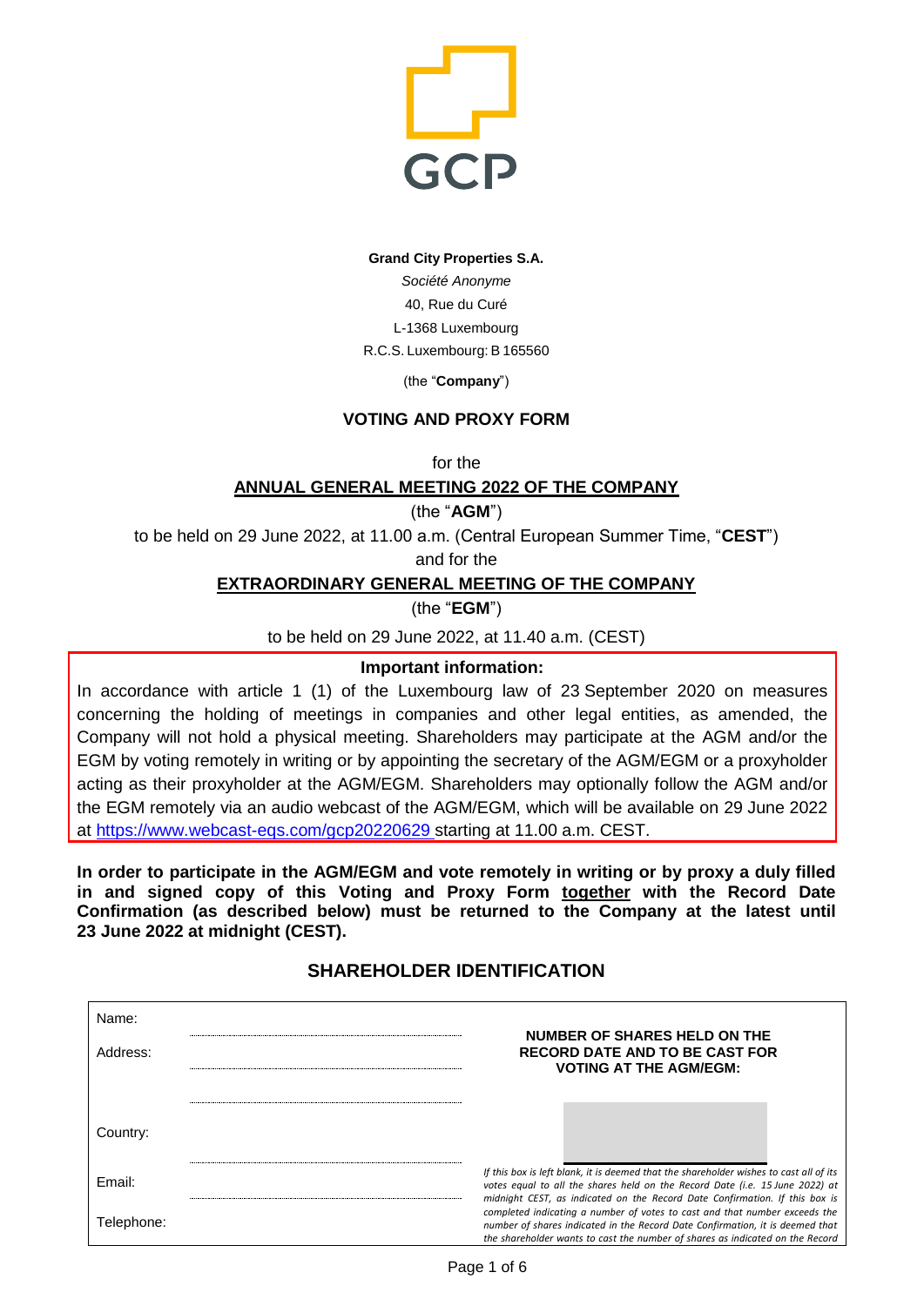GCP

**Grand City Properties S.A.**

*Société Anonyme*

40, Rue du Curé

L-1368 Luxembourg

R.C.S. Luxembourg: B 165560

(the "**Company**")

## VOTING AND PROXY FORM

for the

**ANNUAL GENERAL MEETING 2022 OF THE COMPANY**

(the "**AGM**")

to be held on 29 June 2022, at 11.00 a.m. (Central European Summer Time, "**CEST**")

and for the

**EXTRAORDINARY GENERAL MEETING OF THE COMPANY**

(the "**EGM**")

to be held on 29 June 2022, at 11.40 a.m. (CEST)

**Important information:**

In accordance with article 1 (1) of the Luxembourg law of 23 September 2020 on measures concerning the holding of meetings in companies and other legal entities, as amended, the Company will not hold a physical meeting. Shareholders may participate at the AGM and/or the EGM by voting remotely in writing or by appointing the secretary of the AGM/EGM or a proxyholder acting as their proxyholder at the AGM/EGM. Shareholders may optionally follow the AGM and/or the EGM remotely via an audio webcast of the AGM/EGM, which will be available on 29 June 2022 at https://www.webcast-eqs.com/gcp20220629 starting at 11.00 a.m. CEST.

**In order to participate in the AGM/EGM and vote remotely in writing or by proxy a duly filled in and signed copy of this Voting and Proxy Form together with the Record Date Confirmation (as described below) must be returned to the Company at the latest until 23 June 2022 at midnight (CEST).**

## SHAREHOLDER IDENTIFICATION

| | | |
|---|---|---|
| Name: | ........................................ | **NUMBER OF SHARES HELD ON THE RECORD DATE AND TO BE CAST FOR VOTING AT THE AGM/EGM:** |
| Address: | ........................................ | |
| | ........................................ | |
| Country: | ........................................ | |
| Email: | ........................................ | *If this box is left blank, it is deemed that the shareholder wishes to cast all of its votes equal to all the shares held on the Record Date (i.e. 15 June 2022) at midnight CEST, as indicated on the Record Date Confirmation. If this box is completed indicating a number of votes to cast and that number exceeds the number of shares indicated in the Record Date Confirmation, it is deemed that the shareholder wants to cast the number of shares as indicated on the Record* |
| Telephone: | | |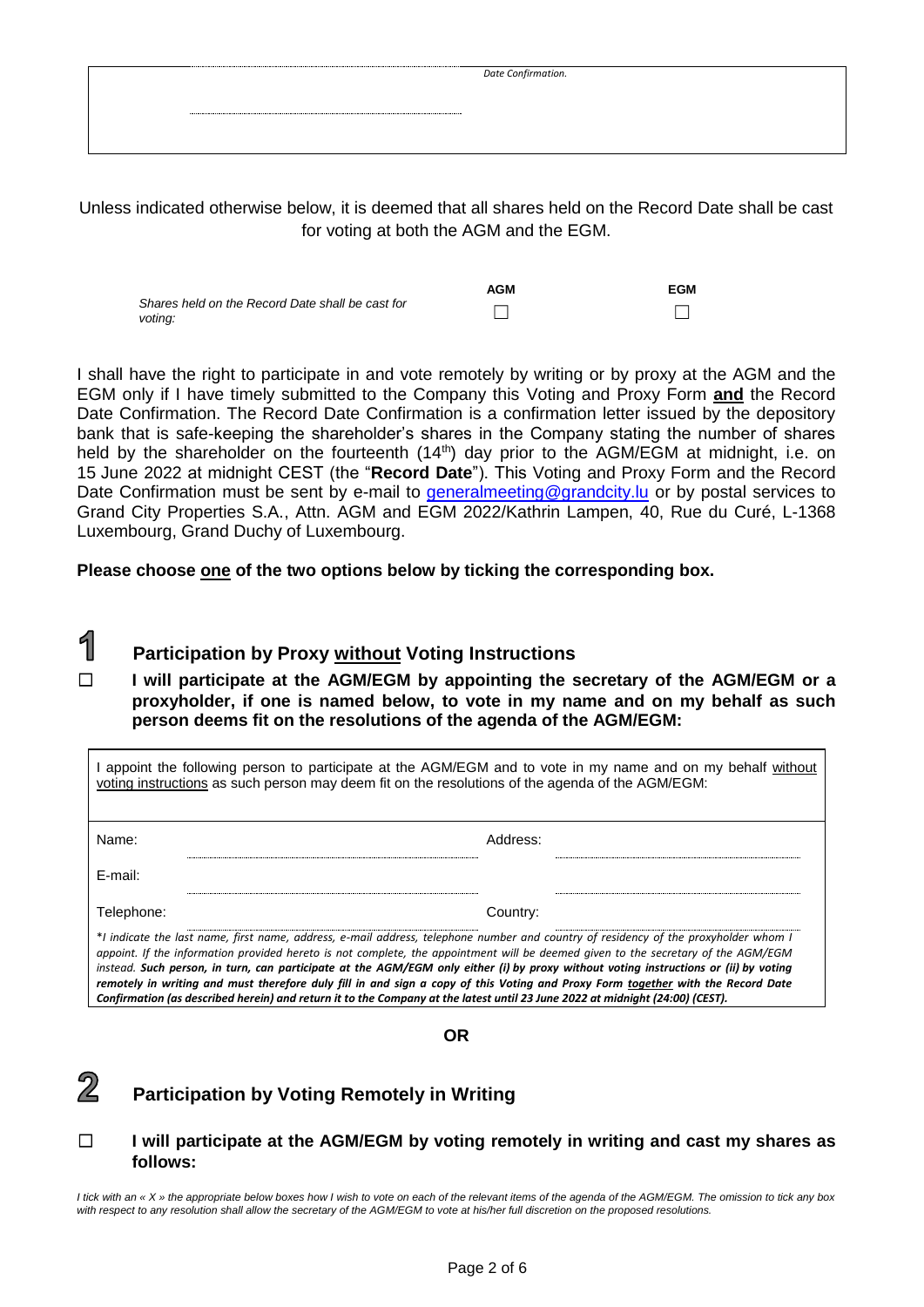Date Confirmation.

Unless indicated otherwise below, it is deemed that all shares held on the Record Date shall be cast for voting at both the AGM and the EGM.

| | AGM | EGM |
|---|---|---|
| *Shares held on the Record Date shall be cast for voting:* | ☐ | ☐ |

I shall have the right to participate in and vote remotely by writing or by proxy at the AGM and the EGM only if I have timely submitted to the Company this Voting and Proxy Form **and** the Record Date Confirmation. The Record Date Confirmation is a confirmation letter issued by the depository bank that is safe-keeping the shareholder's shares in the Company stating the number of shares held by the shareholder on the fourteenth (14th) day prior to the AGM/EGM at midnight, i.e. on 15 June 2022 at midnight CEST (the "**Record Date**"). This Voting and Proxy Form and the Record Date Confirmation must be sent by e-mail to generalmeeting@grandcity.lu or by postal services to Grand City Properties S.A., Attn. AGM and EGM 2022/Kathrin Lampen, 40, Rue du Curé, L-1368 Luxembourg, Grand Duchy of Luxembourg.

**Please choose one of the two options below by ticking the corresponding box.**

## 1 Participation by Proxy without Voting Instructions

☐ **I will participate at the AGM/EGM by appointing the secretary of the AGM/EGM or a proxyholder, if one is named below, to vote in my name and on my behalf as such person deems fit on the resolutions of the agenda of the AGM/EGM:**

I appoint the following person to participate at the AGM/EGM and to vote in my name and on my behalf without voting instructions as such person may deem fit on the resolutions of the agenda of the AGM/EGM:

| | | | |
|---|---|---|---|
| Name: | | Address: | |
| E-mail: | | | |
| Telephone: | | Country: | |

*\*I indicate the last name, first name, address, e-mail address, telephone number and country of residency of the proxyholder whom I appoint. If the information provided hereto is not complete, the appointment will be deemed given to the secretary of the AGM/EGM instead. **Such person, in turn, can participate at the AGM/EGM only either (i) by proxy without voting instructions or (ii) by voting remotely in writing and must therefore duly fill in and sign a copy of this Voting and Proxy Form together with the Record Date Confirmation (as described herein) and return it to the Company at the latest until 23 June 2022 at midnight (24:00) (CEST).***

**OR**

## 2 Participation by Voting Remotely in Writing

☐ **I will participate at the AGM/EGM by voting remotely in writing and cast my shares as follows:**

*I tick with an « X » the appropriate below boxes how I wish to vote on each of the relevant items of the agenda of the AGM/EGM. The omission to tick any box with respect to any resolution shall allow the secretary of the AGM/EGM to vote at his/her full discretion on the proposed resolutions.*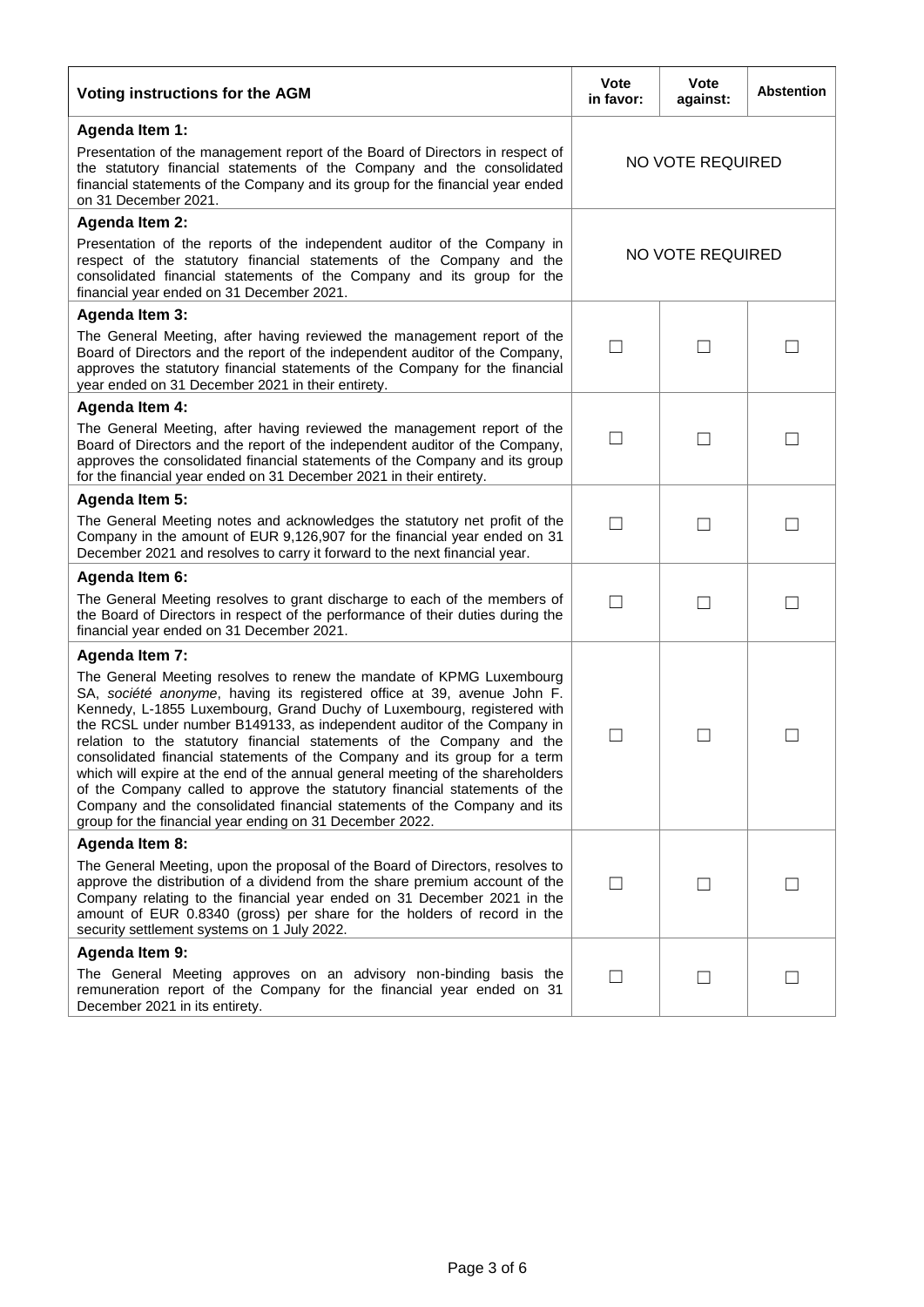| Voting instructions for the AGM | Vote in favor: | Vote against: | Abstention |
|---|---|---|---|
| **Agenda Item 1:** Presentation of the management report of the Board of Directors in respect of the statutory financial statements of the Company and the consolidated financial statements of the Company and its group for the financial year ended on 31 December 2021. | NO VOTE REQUIRED | | |
| **Agenda Item 2:** Presentation of the reports of the independent auditor of the Company in respect of the statutory financial statements of the Company and the consolidated financial statements of the Company and its group for the financial year ended on 31 December 2021. | NO VOTE REQUIRED | | |
| **Agenda Item 3:** The General Meeting, after having reviewed the management report of the Board of Directors and the report of the independent auditor of the Company, approves the statutory financial statements of the Company for the financial year ended on 31 December 2021 in their entirety. | ☐ | ☐ | ☐ |
| **Agenda Item 4:** The General Meeting, after having reviewed the management report of the Board of Directors and the report of the independent auditor of the Company, approves the consolidated financial statements of the Company and its group for the financial year ended on 31 December 2021 in their entirety. | ☐ | ☐ | ☐ |
| **Agenda Item 5:** The General Meeting notes and acknowledges the statutory net profit of the Company in the amount of EUR 9,126,907 for the financial year ended on 31 December 2021 and resolves to carry it forward to the next financial year. | ☐ | ☐ | ☐ |
| **Agenda Item 6:** The General Meeting resolves to grant discharge to each of the members of the Board of Directors in respect of the performance of their duties during the financial year ended on 31 December 2021. | ☐ | ☐ | ☐ |
| **Agenda Item 7:** The General Meeting resolves to renew the mandate of KPMG Luxembourg SA, *société anonyme*, having its registered office at 39, avenue John F. Kennedy, L-1855 Luxembourg, Grand Duchy of Luxembourg, registered with the RCSL under number B149133, as independent auditor of the Company in relation to the statutory financial statements of the Company and the consolidated financial statements of the Company and its group for a term which will expire at the end of the annual general meeting of the shareholders of the Company called to approve the statutory financial statements of the Company and the consolidated financial statements of the Company and its group for the financial year ending on 31 December 2022. | ☐ | ☐ | ☐ |
| **Agenda Item 8:** The General Meeting, upon the proposal of the Board of Directors, resolves to approve the distribution of a dividend from the share premium account of the Company relating to the financial year ended on 31 December 2021 in the amount of EUR 0.8340 (gross) per share for the holders of record in the security settlement systems on 1 July 2022. | ☐ | ☐ | ☐ |
| **Agenda Item 9:** The General Meeting approves on an advisory non-binding basis the remuneration report of the Company for the financial year ended on 31 December 2021 in its entirety. | ☐ | ☐ | ☐ |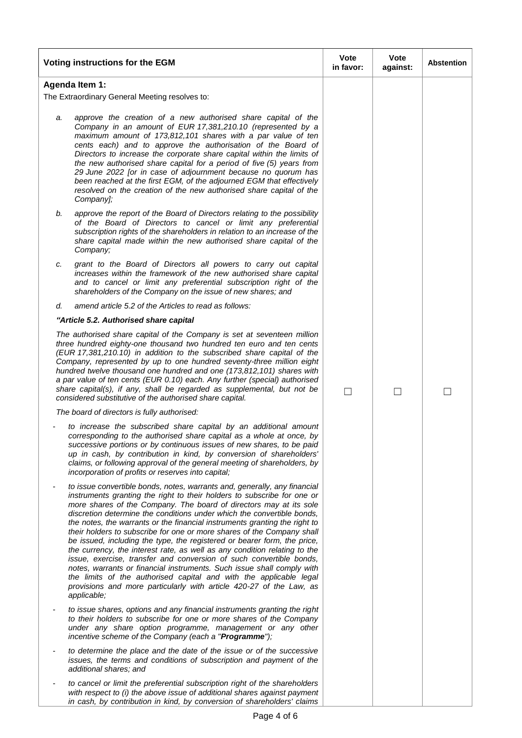| Voting instructions for the EGM | Vote in favor: | Vote against: | Abstention |
|---|---|---|---|
| **Agenda Item 1:**<br>The Extraordinary General Meeting resolves to:<br>a. *approve the creation of a new authorised share capital of the Company in an amount of EUR 17,381,210.10 (represented by a maximum amount of 173,812,101 shares with a par value of ten cents each) and to approve the authorisation of the Board of Directors to increase the corporate share capital within the limits of the new authorised share capital for a period of five (5) years from 29 June 2022 [or in case of adjournment because no quorum has been reached at the first EGM, of the adjourned EGM that effectively resolved on the creation of the new authorised share capital of the Company];*<br>b. *approve the report of the Board of Directors relating to the possibility of the Board of Directors to cancel or limit any preferential subscription rights of the shareholders in relation to an increase of the share capital made within the new authorised share capital of the Company;*<br>c. *grant to the Board of Directors all powers to carry out capital increases within the framework of the new authorised share capital and to cancel or limit any preferential subscription right of the shareholders of the Company on the issue of new shares; and*<br>d. *amend article 5.2 of the Articles to read as follows:*<br>***"Article 5.2. Authorised share capital***<br>*The authorised share capital of the Company is set at seventeen million three hundred eighty-one thousand two hundred ten euro and ten cents (EUR 17,381,210.10) in addition to the subscribed share capital of the Company, represented by up to one hundred seventy-three million eight hundred twelve thousand one hundred and one (173,812,101) shares with a par value of ten cents (EUR 0.10) each. Any further (special) authorised share capital(s), if any, shall be regarded as supplemental, but not be considered substitutive of the authorised share capital.*<br>*The board of directors is fully authorised:*<br>- *to increase the subscribed share capital by an additional amount corresponding to the authorised share capital as a whole at once, by successive portions or by continuous issues of new shares, to be paid up in cash, by contribution in kind, by conversion of shareholders' claims, or following approval of the general meeting of shareholders, by incorporation of profits or reserves into capital;*<br>- *to issue convertible bonds, notes, warrants and, generally, any financial instruments granting the right to their holders to subscribe for one or more shares of the Company. The board of directors may at its sole discretion determine the conditions under which the convertible bonds, the notes, the warrants or the financial instruments granting the right to their holders to subscribe for one or more shares of the Company shall be issued, including the type, the registered or bearer form, the price, the currency, the interest rate, as well as any condition relating to the issue, exercise, transfer and conversion of such convertible bonds, notes, warrants or financial instruments. Such issue shall comply with the limits of the authorised capital and with the applicable legal provisions and more particularly with article 420-27 of the Law, as applicable;*<br>- *to issue shares, options and any financial instruments granting the right to their holders to subscribe for one or more shares of the Company under any share option programme, management or any other incentive scheme of the Company (each a "**Programme**");*<br>- *to determine the place and the date of the issue or of the successive issues, the terms and conditions of subscription and payment of the additional shares; and*<br>- *to cancel or limit the preferential subscription right of the shareholders with respect to (i) the above issue of additional shares against payment in cash, by contribution in kind, by conversion of shareholders' claims* | ☐ | ☐ | ☐ |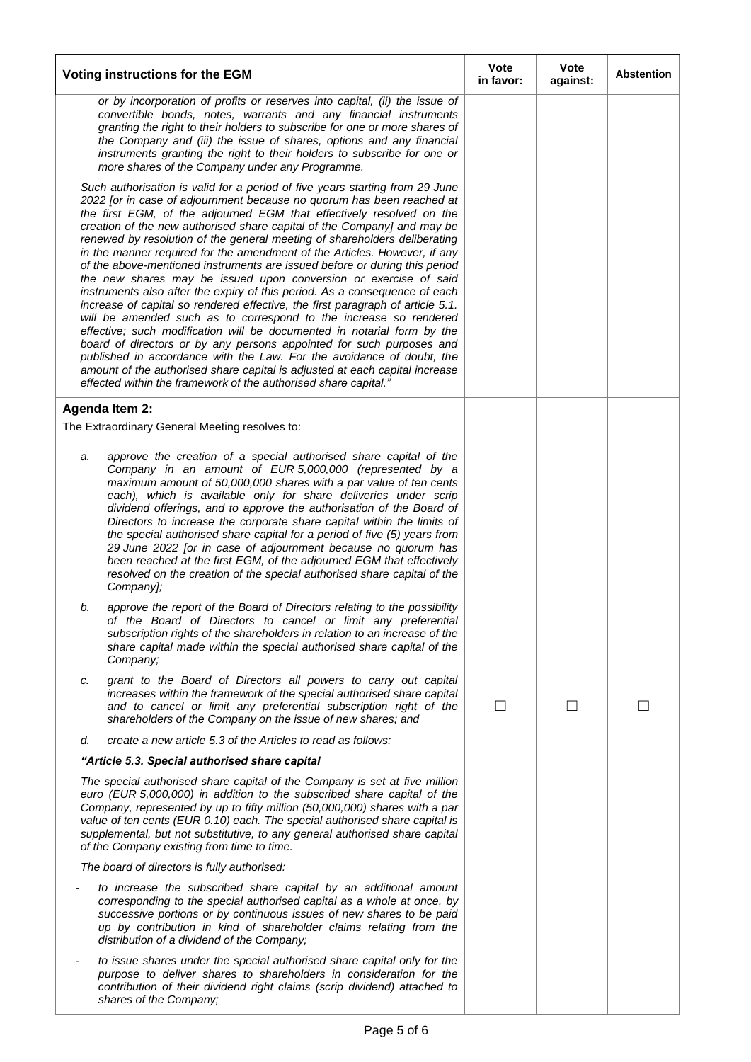| Voting instructions for the EGM | Vote in favor: | Vote against: | Abstention |
|---|---|---|---|
| *or by incorporation of profits or reserves into capital, (ii) the issue of convertible bonds, notes, warrants and any financial instruments granting the right to their holders to subscribe for one or more shares of the Company and (iii) the issue of shares, options and any financial instruments granting the right to their holders to subscribe for one or more shares of the Company under any Programme.*<br><br>*Such authorisation is valid for a period of five years starting from 29 June 2022 [or in case of adjournment because no quorum has been reached at the first EGM, of the adjourned EGM that effectively resolved on the creation of the new authorised share capital of the Company] and may be renewed by resolution of the general meeting of shareholders deliberating in the manner required for the amendment of the Articles. However, if any of the above-mentioned instruments are issued before or during this period the new shares may be issued upon conversion or exercise of said instruments also after the expiry of this period. As a consequence of each increase of capital so rendered effective, the first paragraph of article 5.1. will be amended such as to correspond to the increase so rendered effective; such modification will be documented in notarial form by the board of directors or by any persons appointed for such purposes and published in accordance with the Law. For the avoidance of doubt, the amount of the authorised share capital is adjusted at each capital increase effected within the framework of the authorised share capital."* | | | |
| **Agenda Item 2:**<br><br>The Extraordinary General Meeting resolves to:<br><br>a. *approve the creation of a special authorised share capital of the Company in an amount of EUR 5,000,000 (represented by a maximum amount of 50,000,000 shares with a par value of ten cents each), which is available only for share deliveries under scrip dividend offerings, and to approve the authorisation of the Board of Directors to increase the corporate share capital within the limits of the special authorised share capital for a period of five (5) years from 29 June 2022 [or in case of adjournment because no quorum has been reached at the first EGM, of the adjourned EGM that effectively resolved on the creation of the special authorised share capital of the Company];*<br><br>b. *approve the report of the Board of Directors relating to the possibility of the Board of Directors to cancel or limit any preferential subscription rights of the shareholders in relation to an increase of the share capital made within the special authorised share capital of the Company;*<br><br>c. *grant to the Board of Directors all powers to carry out capital increases within the framework of the special authorised share capital and to cancel or limit any preferential subscription right of the shareholders of the Company on the issue of new shares; and*<br><br>d. *create a new article 5.3 of the Articles to read as follows:*<br><br>***"Article 5.3. Special authorised share capital***<br><br>*The special authorised share capital of the Company is set at five million euro (EUR 5,000,000) in addition to the subscribed share capital of the Company, represented by up to fifty million (50,000,000) shares with a par value of ten cents (EUR 0.10) each. The special authorised share capital is supplemental, but not substitutive, to any general authorised share capital of the Company existing from time to time.*<br><br>*The board of directors is fully authorised:*<br><br>- *to increase the subscribed share capital by an additional amount corresponding to the special authorised capital as a whole at once, by successive portions or by continuous issues of new shares to be paid up by contribution in kind of shareholder claims relating from the distribution of a dividend of the Company;*<br>- *to issue shares under the special authorised share capital only for the purpose to deliver shares to shareholders in consideration for the contribution of their dividend right claims (scrip dividend) attached to shares of the Company;* | ☐ | ☐ | ☐ |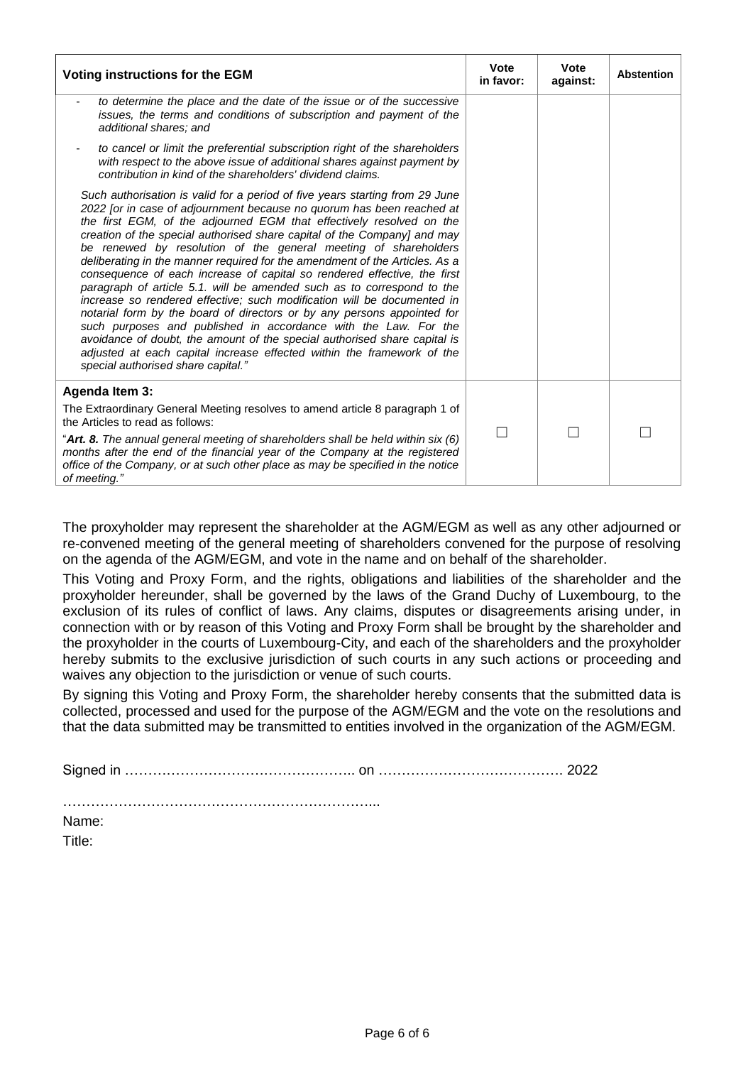| Voting instructions for the EGM | Vote in favor: | Vote against: | Abstention |
|---|---|---|---|
| - *to determine the place and the date of the issue or of the successive issues, the terms and conditions of subscription and payment of the additional shares; and*<br>- *to cancel or limit the preferential subscription right of the shareholders with respect to the above issue of additional shares against payment by contribution in kind of the shareholders' dividend claims.*<br>*Such authorisation is valid for a period of five years starting from 29 June 2022 [or in case of adjournment because no quorum has been reached at the first EGM, of the adjourned EGM that effectively resolved on the creation of the special authorised share capital of the Company] and may be renewed by resolution of the general meeting of shareholders deliberating in the manner required for the amendment of the Articles. As a consequence of each increase of capital so rendered effective, the first paragraph of article 5.1. will be amended such as to correspond to the increase so rendered effective; such modification will be documented in notarial form by the board of directors or by any persons appointed for such purposes and published in accordance with the Law. For the avoidance of doubt, the amount of the special authorised share capital is adjusted at each capital increase effected within the framework of the special authorised share capital."* | | | |
| **Agenda Item 3:**<br>The Extraordinary General Meeting resolves to amend article 8 paragraph 1 of the Articles to read as follows:<br>"***Art. 8.*** *The annual general meeting of shareholders shall be held within six (6) months after the end of the financial year of the Company at the registered office of the Company, or at such other place as may be specified in the notice of meeting."* | ☐ | ☐ | ☐ |

The proxyholder may represent the shareholder at the AGM/EGM as well as any other adjourned or re-convened meeting of the general meeting of shareholders convened for the purpose of resolving on the agenda of the AGM/EGM, and vote in the name and on behalf of the shareholder.

This Voting and Proxy Form, and the rights, obligations and liabilities of the shareholder and the proxyholder hereunder, shall be governed by the laws of the Grand Duchy of Luxembourg, to the exclusion of its rules of conflict of laws. Any claims, disputes or disagreements arising under, in connection with or by reason of this Voting and Proxy Form shall be brought by the shareholder and the proxyholder in the courts of Luxembourg-City, and each of the shareholders and the proxyholder hereby submits to the exclusive jurisdiction of such courts in any such actions or proceeding and waives any objection to the jurisdiction or venue of such courts.

By signing this Voting and Proxy Form, the shareholder hereby consents that the submitted data is collected, processed and used for the purpose of the AGM/EGM and the vote on the resolutions and that the data submitted may be transmitted to entities involved in the organization of the AGM/EGM.

Signed in ………………………………………….. on …………………………………. 2022

…………………………………………………………...

Name:

Title: